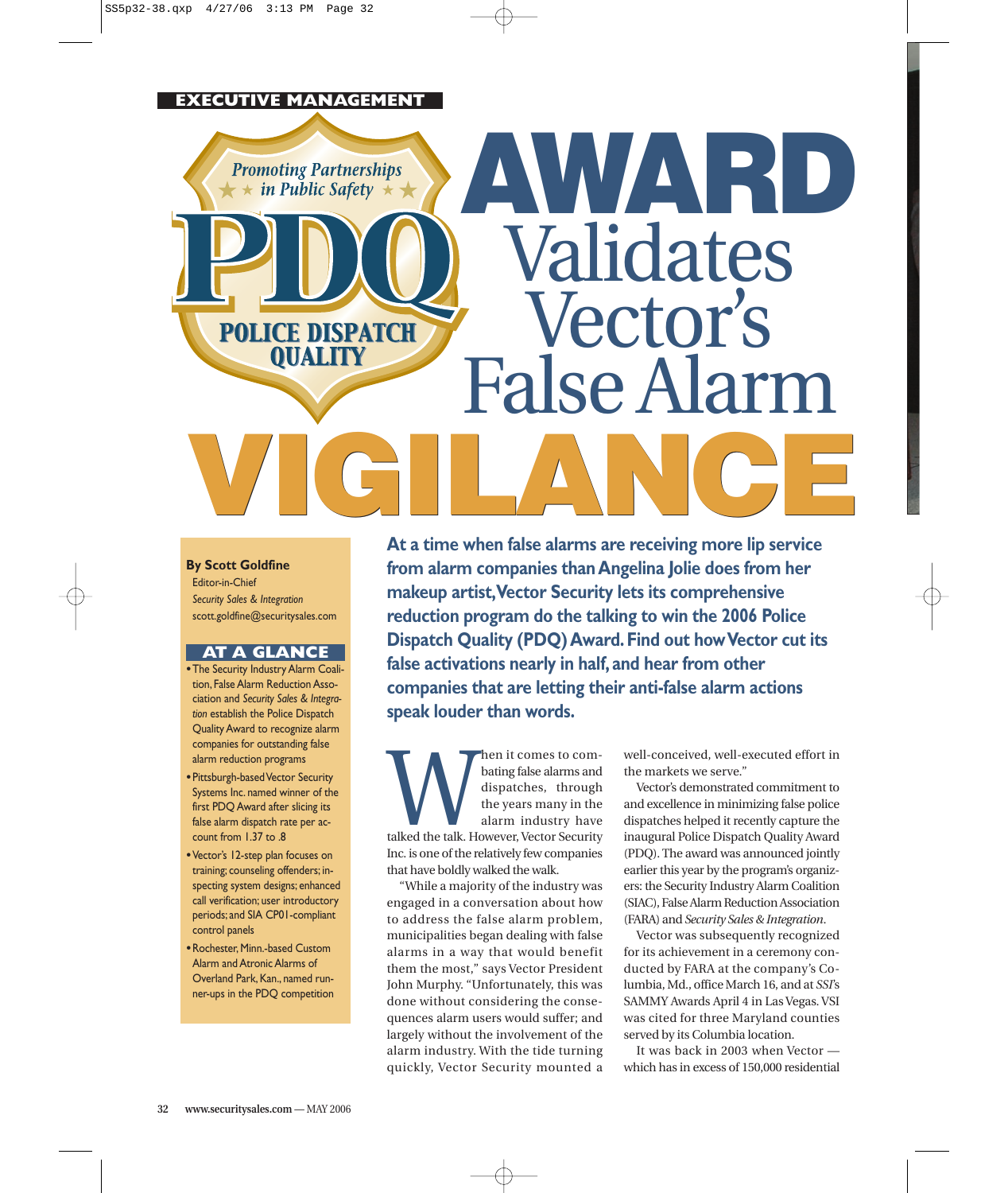EXECUTIVE MANAGEMENT

Promoting Partnerships in Public Safety

PDQ

POLICE DISPATCH QUALITY

# AWARD Validates Vector's False Alarm VIGILANCE

**By Scott Goldfine**
Editor-in-Chief
*Security Sales & Integration*
scott.goldfine@securitysales.com

### AT A GLANCE

- The Security Industry Alarm Coalition, False Alarm Reduction Association and *Security Sales & Integration* establish the Police Dispatch Quality Award to recognize alarm companies for outstanding false alarm reduction programs
- Pittsburgh-based Vector Security Systems Inc. named winner of the first PDQ Award after slicing its false alarm dispatch rate per account from 1.37 to .8
- Vector's 12-step plan focuses on training; counseling offenders; inspecting system designs; enhanced call verification; user introductory periods; and SIA CP01-compliant control panels
- Rochester, Minn.-based Custom Alarm and Atronic Alarms of Overland Park, Kan., named runner-ups in the PDQ competition

**At a time when false alarms are receiving more lip service from alarm companies than Angelina Jolie does from her makeup artist, Vector Security lets its comprehensive reduction program do the talking to win the 2006 Police Dispatch Quality (PDQ) Award. Find out how Vector cut its false activations nearly in half, and hear from other companies that are letting their anti-false alarm actions speak louder than words.**

When it comes to combating false alarms and dispatches, through the years many in the alarm industry have talked the talk. However, Vector Security Inc. is one of the relatively few companies that have boldly walked the walk.

"While a majority of the industry was engaged in a conversation about how to address the false alarm problem, municipalities began dealing with false alarms in a way that would benefit them the most," says Vector President John Murphy. "Unfortunately, this was done without considering the consequences alarm users would suffer; and largely without the involvement of the alarm industry. With the tide turning quickly, Vector Security mounted a well-conceived, well-executed effort in the markets we serve."

Vector's demonstrated commitment to and excellence in minimizing false police dispatches helped it recently capture the inaugural Police Dispatch Quality Award (PDQ). The award was announced jointly earlier this year by the program's organizers: the Security Industry Alarm Coalition (SIAC), False Alarm Reduction Association (FARA) and *Security Sales & Integration*.

Vector was subsequently recognized for its achievement in a ceremony conducted by FARA at the company's Columbia, Md., office March 16, and at *SSI*'s SAMMY Awards April 4 in Las Vegas. VSI was cited for three Maryland counties served by its Columbia location.

It was back in 2003 when Vector — which has in excess of 150,000 residential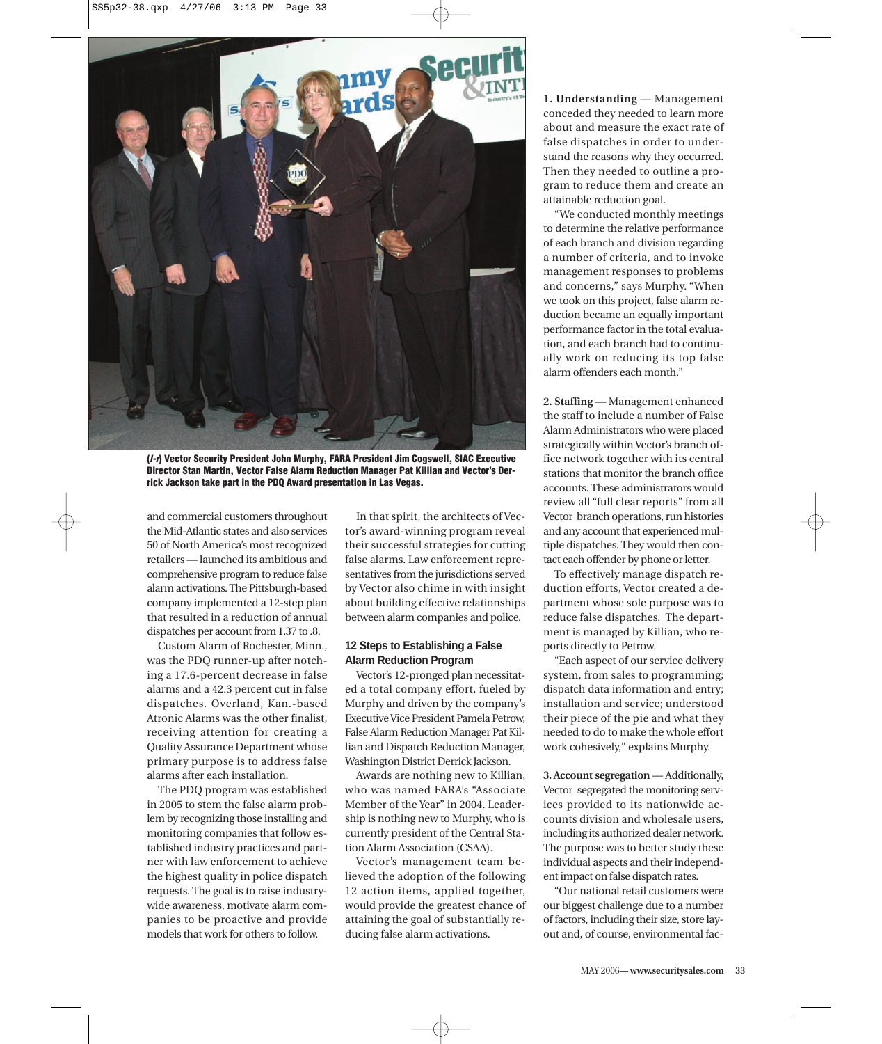(*l-r*) **Vector Security President John Murphy, FARA President Jim Cogswell, SIAC Executive Director Stan Martin, Vector False Alarm Reduction Manager Pat Killian and Vector's Derrick Jackson take part in the PDQ Award presentation in Las Vegas.**

and commercial customers throughout the Mid-Atlantic states and also services 50 of North America's most recognized retailers — launched its ambitious and comprehensive program to reduce false alarm activations. The Pittsburgh-based company implemented a 12-step plan that resulted in a reduction of annual dispatches per account from 1.37 to .8.

Custom Alarm of Rochester, Minn., was the PDQ runner-up after notching a 17.6-percent decrease in false alarms and a 42.3 percent cut in false dispatches. Overland, Kan.-based Atronic Alarms was the other finalist, receiving attention for creating a Quality Assurance Department whose primary purpose is to address false alarms after each installation.

The PDQ program was established in 2005 to stem the false alarm problem by recognizing those installing and monitoring companies that follow established industry practices and partner with law enforcement to achieve the highest quality in police dispatch requests. The goal is to raise industry-wide awareness, motivate alarm companies to be proactive and provide models that work for others to follow.

In that spirit, the architects of Vector's award-winning program reveal their successful strategies for cutting false alarms. Law enforcement representatives from the jurisdictions served by Vector also chime in with insight about building effective relationships between alarm companies and police.

### 12 Steps to Establishing a False Alarm Reduction Program

Vector's 12-pronged plan necessitated a total company effort, fueled by Murphy and driven by the company's Executive Vice President Pamela Petrow, False Alarm Reduction Manager Pat Killian and Dispatch Reduction Manager, Washington District Derrick Jackson.

Awards are nothing new to Killian, who was named FARA's "Associate Member of the Year" in 2004. Leadership is nothing new to Murphy, who is currently president of the Central Station Alarm Association (CSAA).

Vector's management team believed the adoption of the following 12 action items, applied together, would provide the greatest chance of attaining the goal of substantially reducing false alarm activations.

**1. Understanding** — Management conceded they needed to learn more about and measure the exact rate of false dispatches in order to understand the reasons why they occurred. Then they needed to outline a program to reduce them and create an attainable reduction goal.

"We conducted monthly meetings to determine the relative performance of each branch and division regarding a number of criteria, and to invoke management responses to problems and concerns," says Murphy. "When we took on this project, false alarm reduction became an equally important performance factor in the total evaluation, and each branch had to continually work on reducing its top false alarm offenders each month."

**2. Staffing** — Management enhanced the staff to include a number of False Alarm Administrators who were placed strategically within Vector's branch office network together with its central stations that monitor the branch office accounts. These administrators would review all "full clear reports" from all Vector branch operations, run histories and any account that experienced multiple dispatches. They would then contact each offender by phone or letter.

To effectively manage dispatch reduction efforts, Vector created a department whose sole purpose was to reduce false dispatches. The department is managed by Killian, who reports directly to Petrow.

"Each aspect of our service delivery system, from sales to programming; dispatch data information and entry; installation and service; understood their piece of the pie and what they needed to do to make the whole effort work cohesively," explains Murphy.

**3. Account segregation** — Additionally, Vector segregated the monitoring services provided to its nationwide accounts division and wholesale users, including its authorized dealer network. The purpose was to better study these individual aspects and their independent impact on false dispatch rates.

"Our national retail customers were our biggest challenge due to a number of factors, including their size, store layout and, of course, environmental fac-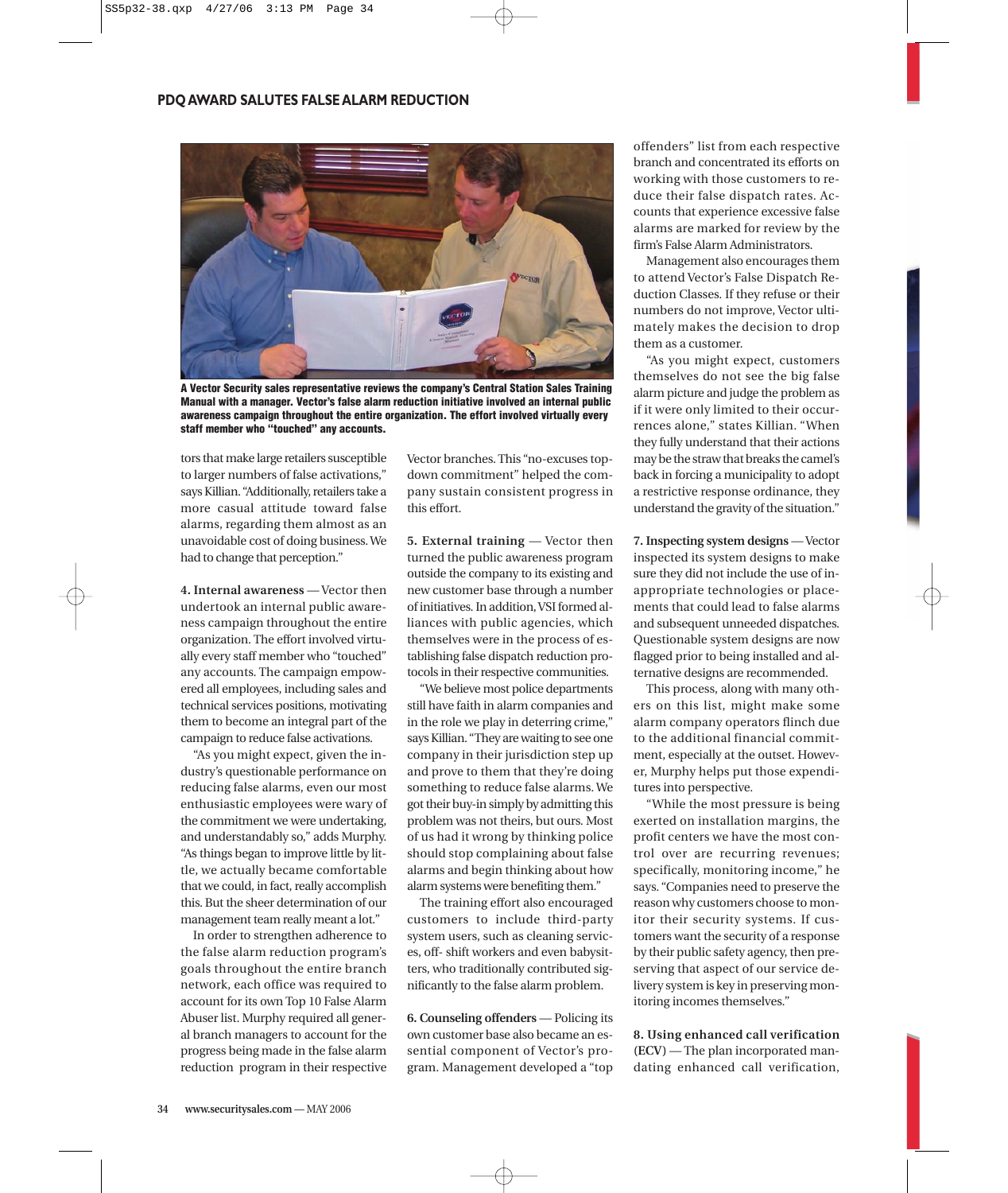## PDQ AWARD SALUTES FALSE ALARM REDUCTION

A Vector Security sales representative reviews the company's Central Station Sales Training Manual with a manager. Vector's false alarm reduction initiative involved an internal public awareness campaign throughout the entire organization. The effort involved virtually every staff member who "touched" any accounts.

tors that make large retailers susceptible to larger numbers of false activations," says Killian. "Additionally, retailers take a more casual attitude toward false alarms, regarding them almost as an unavoidable cost of doing business. We had to change that perception."

**4. Internal awareness** — Vector then undertook an internal public awareness campaign throughout the entire organization. The effort involved virtually every staff member who "touched" any accounts. The campaign empowered all employees, including sales and technical services positions, motivating them to become an integral part of the campaign to reduce false activations.

"As you might expect, given the industry's questionable performance on reducing false alarms, even our most enthusiastic employees were wary of the commitment we were undertaking, and understandably so," adds Murphy. "As things began to improve little by little, we actually became comfortable that we could, in fact, really accomplish this. But the sheer determination of our management team really meant a lot."

In order to strengthen adherence to the false alarm reduction program's goals throughout the entire branch network, each office was required to account for its own Top 10 False Alarm Abuser list. Murphy required all general branch managers to account for the progress being made in the false alarm reduction program in their respective Vector branches. This "no-excuses top-down commitment" helped the company sustain consistent progress in this effort.

**5. External training** — Vector then turned the public awareness program outside the company to its existing and new customer base through a number of initiatives. In addition, VSI formed alliances with public agencies, which themselves were in the process of establishing false dispatch reduction protocols in their respective communities.

"We believe most police departments still have faith in alarm companies and in the role we play in deterring crime," says Killian. "They are waiting to see one company in their jurisdiction step up and prove to them that they're doing something to reduce false alarms. We got their buy-in simply by admitting this problem was not theirs, but ours. Most of us had it wrong by thinking police should stop complaining about false alarms and begin thinking about how alarm systems were benefiting them."

The training effort also encouraged customers to include third-party system users, such as cleaning services, off- shift workers and even babysitters, who traditionally contributed significantly to the false alarm problem.

**6. Counseling offenders** — Policing its own customer base also became an essential component of Vector's program. Management developed a "top offenders" list from each respective branch and concentrated its efforts on working with those customers to reduce their false dispatch rates. Accounts that experience excessive false alarms are marked for review by the firm's False Alarm Administrators.

Management also encourages them to attend Vector's False Dispatch Reduction Classes. If they refuse or their numbers do not improve, Vector ultimately makes the decision to drop them as a customer.

"As you might expect, customers themselves do not see the big false alarm picture and judge the problem as if it were only limited to their occurrences alone," states Killian. "When they fully understand that their actions may be the straw that breaks the camel's back in forcing a municipality to adopt a restrictive response ordinance, they understand the gravity of the situation."

**7. Inspecting system designs** — Vector inspected its system designs to make sure they did not include the use of inappropriate technologies or placements that could lead to false alarms and subsequent unneeded dispatches. Questionable system designs are now flagged prior to being installed and alternative designs are recommended.

This process, along with many others on this list, might make some alarm company operators flinch due to the additional financial commitment, especially at the outset. However, Murphy helps put those expenditures into perspective.

"While the most pressure is being exerted on installation margins, the profit centers we have the most control over are recurring revenues; specifically, monitoring income," he says. "Companies need to preserve the reason why customers choose to monitor their security systems. If customers want the security of a response by their public safety agency, then preserving that aspect of our service delivery system is key in preserving monitoring incomes themselves."

**8. Using enhanced call verification (ECV)** — The plan incorporated mandating enhanced call verification,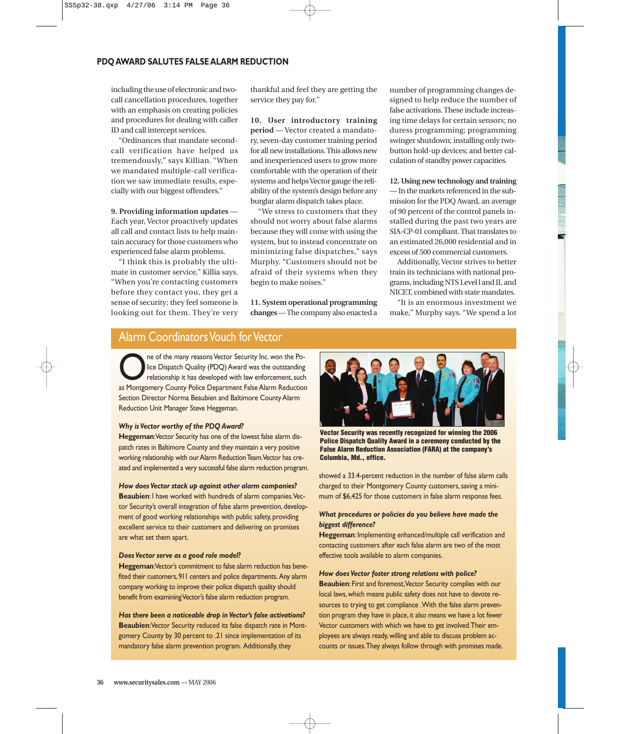## PDQ AWARD SALUTES FALSE ALARM REDUCTION

including the use of electronic and two-call cancellation procedures, together with an emphasis on creating policies and procedures for dealing with caller ID and call intercept services.

"Ordinances that mandate second-call verification have helped us tremendously," says Killian. "When we mandated multiple-call verification we saw immediate results, especially with our biggest offenders."

**9. Providing information updates** — Each year, Vector proactively updates all call and contact lists to help maintain accuracy for those customers who experienced false alarm problems.

"I think this is probably the ultimate in customer service," Killia says. "When you're contacting customers before they contact you, they get a sense of security; they feel someone is looking out for them. They're very thankful and feel they are getting the service they pay for."

**10. User introductory training period** — Vector created a mandatory, seven-day customer training period for all new installations. This allows new and inexperienced users to grow more comfortable with the operation of their systems and helps Vector gauge the reliability of the system's design before any burglar alarm dispatch takes place.

"We stress to customers that they should not worry about false alarms because they will come with using the system, but to instead concentrate on minimizing false dispatches," says Murphy. "Customers should not be afraid of their systems when they begin to make noises."

**11. System operational programming changes** — The company also enacted a number of programming changes designed to help reduce the number of false activations. These include increasing time delays for certain sensors; no duress programming; programming swinger shutdown; installing only two-button hold-up devices; and better calculation of standby power capacities.

**12. Using new technology and training** — In the markets referenced in the submission for the PDQ Award, an average of 90 percent of the control panels installed during the past two years are SIA-CP-01 compliant. That translates to an estimated 26,000 residential and in excess of 500 commercial customers.

Additionally, Vector strives to better train its technicians with national programs, including NTS Level l and II, and NICET, combined with state mandates.

"It is an enormous investment we make," Murphy says. "We spend a lot

### Alarm Coordinators Vouch for Vector

One of the many reasons Vector Security Inc. won the Police Dispatch Quality (PDQ) Award was the outstanding relationship it has developed with law enforcement, such as Montgomery County Police Department False Alarm Reduction Section Director Norma Beaubien and Baltimore County Alarm Reduction Unit Manager Steve Heggeman.

***Why is Vector worthy of the PDQ Award?***

**Heggeman**: Vector Security has one of the lowest false alarm dispatch rates in Baltimore County and they maintain a very positive working relationship with our Alarm Reduction Team. Vector has created and implemented a very successful false alarm reduction program.

***How does Vector stack up against other alarm companies?***

**Beaubien**: I have worked with hundreds of alarm companies. Vector Security's overall integration of false alarm prevention, development of good working relationships with public safety, providing excellent service to their customers and delivering on promises are what set them apart.

***Does Vector serve as a good role model?***

**Heggeman**: Vector's commitment to false alarm reduction has benefited their customers, 911 centers and police departments. Any alarm company working to improve their police dispatch quality should benefit from examining Vector's false alarm reduction program.

***Has there been a noticeable drop in Vector's false activations?***

**Beaubien**: Vector Security reduced its false dispatch rate in Montgomery County by 30 percent to .21 since implementation of its mandatory false alarm prevention program. Additionally, they showed a 33.4-percent reduction in the number of false alarm calls charged to their Montgomery County customers, saving a minimum of $6,425 for those customers in false alarm response fees.

**Vector Security was recently recognized for winning the 2006 Police Dispatch Quality Award in a ceremony conducted by the False Alarm Reduction Association (FARA) at the company's Columbia, Md., office.**

***What procedures or policies do you believe have made the biggest difference?***

**Heggeman**: Implementing enhanced/multiple call verification and contacting customers after each false alarm are two of the most effective tools available to alarm companies.

***How does Vector foster strong relations with police?***

**Beaubien**: First and foremost, Vector Security complies with our local laws, which means public safety does not have to devote resources to trying to get compliance . With the false alarm prevention program they have in place, it also means we have a lot fewer Vector customers with which we have to get involved. Their employees are always ready, willing and able to discuss problem accounts or issues. They always follow through with promises made.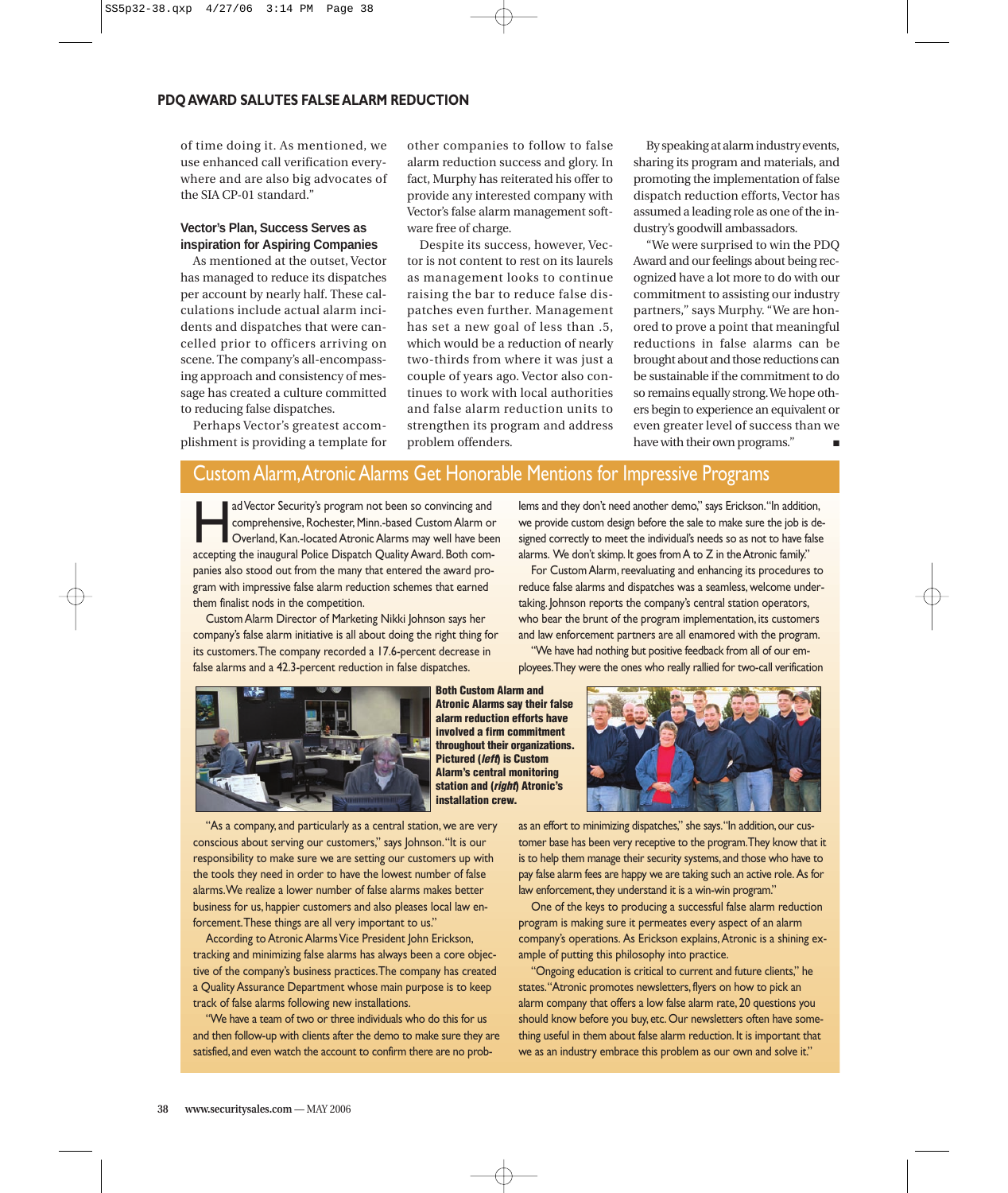of time doing it. As mentioned, we use enhanced call verification everywhere and are also big advocates of the SIA CP-01 standard."

### Vector's Plan, Success Serves as inspiration for Aspiring Companies

As mentioned at the outset, Vector has managed to reduce its dispatches per account by nearly half. These calculations include actual alarm incidents and dispatches that were cancelled prior to officers arriving on scene. The company's all-encompassing approach and consistency of message has created a culture committed to reducing false dispatches.

Perhaps Vector's greatest accomplishment is providing a template for other companies to follow to false alarm reduction success and glory. In fact, Murphy has reiterated his offer to provide any interested company with Vector's false alarm management software free of charge.

Despite its success, however, Vector is not content to rest on its laurels as management looks to continue raising the bar to reduce false dispatches even further. Management has set a new goal of less than .5, which would be a reduction of nearly two-thirds from where it was just a couple of years ago. Vector also continues to work with local authorities and false alarm reduction units to strengthen its program and address problem offenders.

By speaking at alarm industry events, sharing its program and materials, and promoting the implementation of false dispatch reduction efforts, Vector has assumed a leading role as one of the industry's goodwill ambassadors.

"We were surprised to win the PDQ Award and our feelings about being recognized have a lot more to do with our commitment to assisting our industry partners," says Murphy. "We are honored to prove a point that meaningful reductions in false alarms can be brought about and those reductions can be sustainable if the commitment to do so remains equally strong. We hope others begin to experience an equivalent or even greater level of success than we have with their own programs." ■

## Custom Alarm, Atronic Alarms Get Honorable Mentions for Impressive Programs

Had Vector Security's program not been so convincing and comprehensive, Rochester, Minn.-based Custom Alarm or Overland, Kan.-located Atronic Alarms may well have been accepting the inaugural Police Dispatch Quality Award. Both companies also stood out from the many that entered the award program with impressive false alarm reduction schemes that earned them finalist nods in the competition.

Custom Alarm Director of Marketing Nikki Johnson says her company's false alarm initiative is all about doing the right thing for its customers. The company recorded a 17.6-percent decrease in false alarms and a 42.3-percent reduction in false dispatches.

**Both Custom Alarm and Atronic Alarms say their false alarm reduction efforts have involved a firm commitment throughout their organizations. Pictured (*left*) is Custom Alarm's central monitoring station and (*right*) Atronic's installation crew.**

"As a company, and particularly as a central station, we are very conscious about serving our customers," says Johnson. "It is our responsibility to make sure we are setting our customers up with the tools they need in order to have the lowest number of false alarms. We realize a lower number of false alarms makes better business for us, happier customers and also pleases local law enforcement. These things are all very important to us."

According to Atronic Alarms Vice President John Erickson, tracking and minimizing false alarms has always been a core objective of the company's business practices. The company has created a Quality Assurance Department whose main purpose is to keep track of false alarms following new installations.

"We have a team of two or three individuals who do this for us and then follow-up with clients after the demo to make sure they are satisfied, and even watch the account to confirm there are no problems and they don't need another demo," says Erickson. "In addition, we provide custom design before the sale to make sure the job is designed correctly to meet the individual's needs so as not to have false alarms. We don't skimp. It goes from A to Z in the Atronic family."

For Custom Alarm, reevaluating and enhancing its procedures to reduce false alarms and dispatches was a seamless, welcome undertaking. Johnson reports the company's central station operators, who bear the brunt of the program implementation, its customers and law enforcement partners are all enamored with the program.

"We have had nothing but positive feedback from all of our employees. They were the ones who really rallied for two-call verification as an effort to minimizing dispatches," she says. "In addition, our customer base has been very receptive to the program. They know that it is to help them manage their security systems, and those who have to pay false alarm fees are happy we are taking such an active role. As for law enforcement, they understand it is a win-win program."

One of the keys to producing a successful false alarm reduction program is making sure it permeates every aspect of an alarm company's operations. As Erickson explains, Atronic is a shining example of putting this philosophy into practice.

"Ongoing education is critical to current and future clients," he states. "Atronic promotes newsletters, flyers on how to pick an alarm company that offers a low false alarm rate, 20 questions you should know before you buy, etc. Our newsletters often have something useful in them about false alarm reduction. It is important that we as an industry embrace this problem as our own and solve it."